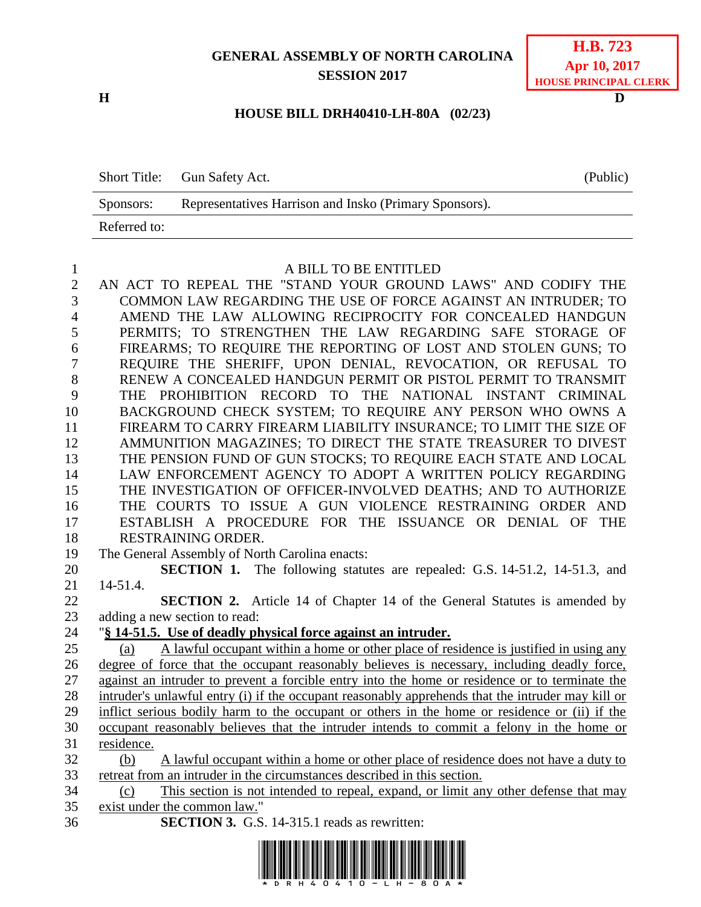**GENERAL ASSEMBLY OF NORTH CAROLINA**
**SESSION 2017**

**H.B. 723**
**Apr 10, 2017**
**HOUSE PRINCIPAL CLERK**

**H** **D**

**HOUSE BILL DRH40410-LH-80A (02/23)**

| Short Title: | Gun Safety Act. | (Public) |
|---|---|---|
| Sponsors: | Representatives Harrison and Insko (Primary Sponsors). | |
| Referred to: | | |

A BILL TO BE ENTITLED

AN ACT TO REPEAL THE "STAND YOUR GROUND LAWS" AND CODIFY THE COMMON LAW REGARDING THE USE OF FORCE AGAINST AN INTRUDER; TO AMEND THE LAW ALLOWING RECIPROCITY FOR CONCEALED HANDGUN PERMITS; TO STRENGTHEN THE LAW REGARDING SAFE STORAGE OF FIREARMS; TO REQUIRE THE REPORTING OF LOST AND STOLEN GUNS; TO REQUIRE THE SHERIFF, UPON DENIAL, REVOCATION, OR REFUSAL TO RENEW A CONCEALED HANDGUN PERMIT OR PISTOL PERMIT TO TRANSMIT THE PROHIBITION RECORD TO THE NATIONAL INSTANT CRIMINAL BACKGROUND CHECK SYSTEM; TO REQUIRE ANY PERSON WHO OWNS A FIREARM TO CARRY FIREARM LIABILITY INSURANCE; TO LIMIT THE SIZE OF AMMUNITION MAGAZINES; TO DIRECT THE STATE TREASURER TO DIVEST THE PENSION FUND OF GUN STOCKS; TO REQUIRE EACH STATE AND LOCAL LAW ENFORCEMENT AGENCY TO ADOPT A WRITTEN POLICY REGARDING THE INVESTIGATION OF OFFICER-INVOLVED DEATHS; AND TO AUTHORIZE THE COURTS TO ISSUE A GUN VIOLENCE RESTRAINING ORDER AND ESTABLISH A PROCEDURE FOR THE ISSUANCE OR DENIAL OF THE RESTRAINING ORDER.

The General Assembly of North Carolina enacts:

**SECTION 1.** The following statutes are repealed: G.S. 14-51.2, 14-51.3, and 14-51.4.

**SECTION 2.** Article 14 of Chapter 14 of the General Statutes is amended by adding a new section to read:

"**§ 14-51.5. Use of deadly physical force against an intruder.**

(a) A lawful occupant within a home or other place of residence is justified in using any degree of force that the occupant reasonably believes is necessary, including deadly force, against an intruder to prevent a forcible entry into the home or residence or to terminate the intruder's unlawful entry (i) if the occupant reasonably apprehends that the intruder may kill or inflict serious bodily harm to the occupant or others in the home or residence or (ii) if the occupant reasonably believes that the intruder intends to commit a felony in the home or residence.

(b) A lawful occupant within a home or other place of residence does not have a duty to retreat from an intruder in the circumstances described in this section.

(c) This section is not intended to repeal, expand, or limit any other defense that may exist under the common law."

**SECTION 3.** G.S. 14-315.1 reads as rewritten: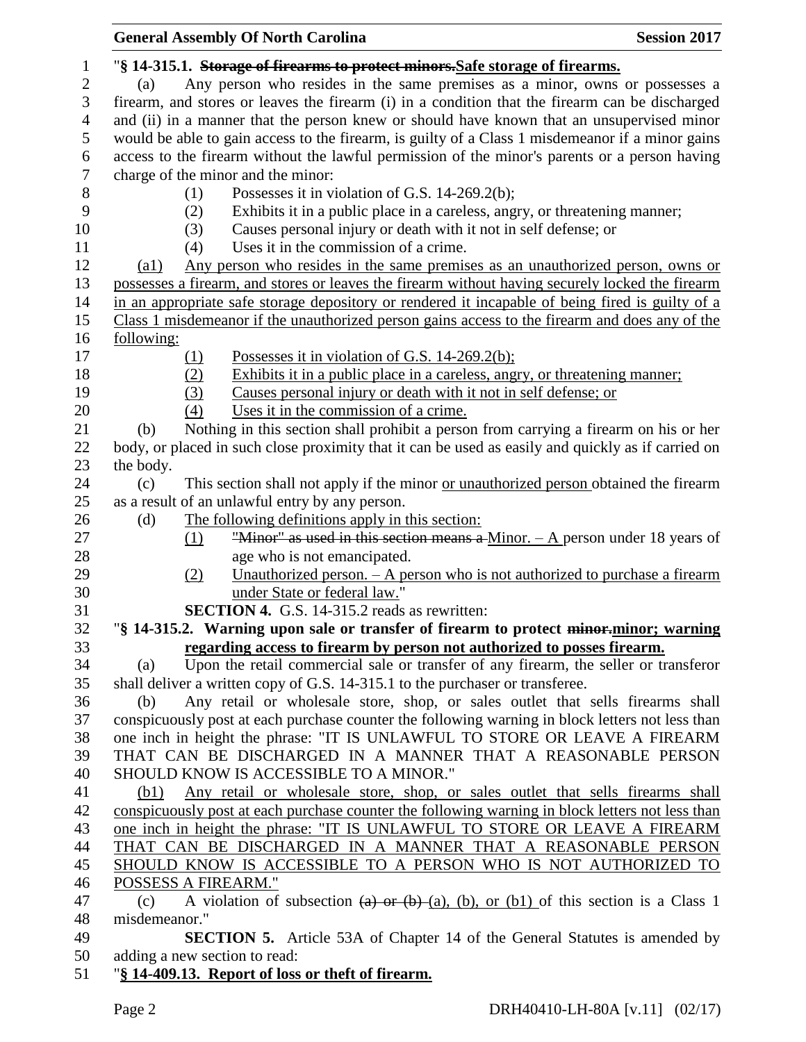"**§ 14-315.1. ~~Storage of firearms to protect minors.~~Safe storage of firearms.**

(a) Any person who resides in the same premises as a minor, owns or possesses a firearm, and stores or leaves the firearm (i) in a condition that the firearm can be discharged and (ii) in a manner that the person knew or should have known that an unsupervised minor would be able to gain access to the firearm, is guilty of a Class 1 misdemeanor if a minor gains access to the firearm without the lawful permission of the minor's parents or a person having charge of the minor and the minor:

(1) Possesses it in violation of G.S. 14-269.2(b);
(2) Exhibits it in a public place in a careless, angry, or threatening manner;
(3) Causes personal injury or death with it not in self defense; or
(4) Uses it in the commission of a crime.

<u>(a1) Any person who resides in the same premises as an unauthorized person, owns or possesses a firearm, and stores or leaves the firearm without having securely locked the firearm in an appropriate safe storage depository or rendered it incapable of being fired is guilty of a Class 1 misdemeanor if the unauthorized person gains access to the firearm and does any of the following:</u>

<u>(1) Possesses it in violation of G.S. 14-269.2(b);</u>
<u>(2) Exhibits it in a public place in a careless, angry, or threatening manner;</u>
<u>(3) Causes personal injury or death with it not in self defense; or</u>
<u>(4) Uses it in the commission of a crime.</u>

(b) Nothing in this section shall prohibit a person from carrying a firearm on his or her body, or placed in such close proximity that it can be used as easily and quickly as if carried on the body.

(c) This section shall not apply if the minor <u>or unauthorized person</u> obtained the firearm as a result of an unlawful entry by any person.

(d) <u>The following definitions apply in this section:</u>

<u>(1)</u> ~~"Minor" as used in this section means a~~ <u>Minor. – A</u> person under 18 years of age who is not emancipated.
<u>(2) Unauthorized person. – A person who is not authorized to purchase a firearm under State or federal law.</u>"

**SECTION 4.** G.S. 14-315.2 reads as rewritten:

"**§ 14-315.2. Warning upon sale or transfer of firearm to protect ~~minor.~~<u>minor; warning regarding access to firearm by person not authorized to posses firearm.</u>**

(a) Upon the retail commercial sale or transfer of any firearm, the seller or transferor shall deliver a written copy of G.S. 14-315.1 to the purchaser or transferee.

(b) Any retail or wholesale store, shop, or sales outlet that sells firearms shall conspicuously post at each purchase counter the following warning in block letters not less than one inch in height the phrase: "IT IS UNLAWFUL TO STORE OR LEAVE A FIREARM THAT CAN BE DISCHARGED IN A MANNER THAT A REASONABLE PERSON SHOULD KNOW IS ACCESSIBLE TO A MINOR."

<u>(b1) Any retail or wholesale store, shop, or sales outlet that sells firearms shall conspicuously post at each purchase counter the following warning in block letters not less than one inch in height the phrase: "IT IS UNLAWFUL TO STORE OR LEAVE A FIREARM THAT CAN BE DISCHARGED IN A MANNER THAT A REASONABLE PERSON SHOULD KNOW IS ACCESSIBLE TO A PERSON WHO IS NOT AUTHORIZED TO POSSESS A FIREARM."</u>

(c) A violation of subsection ~~(a) or (b)~~ <u>(a), (b), or (b1)</u> of this section is a Class 1 misdemeanor."

**SECTION 5.** Article 53A of Chapter 14 of the General Statutes is amended by adding a new section to read:

"**<u>§ 14-409.13. Report of loss or theft of firearm.</u>**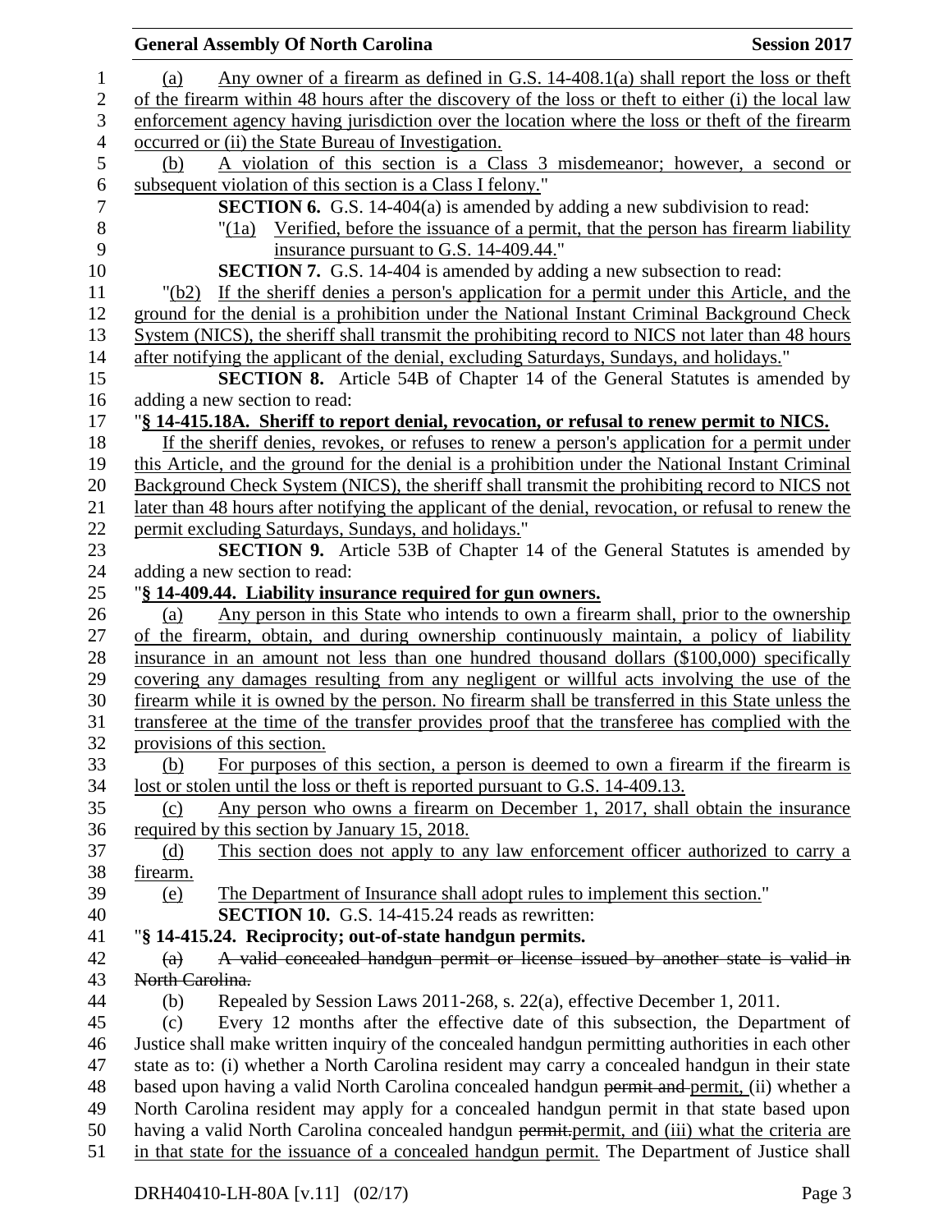(a) Any owner of a firearm as defined in G.S. 14-408.1(a) shall report the loss or theft of the firearm within 48 hours after the discovery of the loss or theft to either (i) the local law enforcement agency having jurisdiction over the location where the loss or theft of the firearm occurred or (ii) the State Bureau of Investigation.

(b) A violation of this section is a Class 3 misdemeanor; however, a second or subsequent violation of this section is a Class I felony."

**SECTION 6.** G.S. 14-404(a) is amended by adding a new subdivision to read:

"(1a) Verified, before the issuance of a permit, that the person has firearm liability insurance pursuant to G.S. 14-409.44."

**SECTION 7.** G.S. 14-404 is amended by adding a new subsection to read:

"(b2) If the sheriff denies a person's application for a permit under this Article, and the ground for the denial is a prohibition under the National Instant Criminal Background Check System (NICS), the sheriff shall transmit the prohibiting record to NICS not later than 48 hours after notifying the applicant of the denial, excluding Saturdays, Sundays, and holidays."

**SECTION 8.** Article 54B of Chapter 14 of the General Statutes is amended by adding a new section to read:

"**§ 14-415.18A. Sheriff to report denial, revocation, or refusal to renew permit to NICS.**

If the sheriff denies, revokes, or refuses to renew a person's application for a permit under this Article, and the ground for the denial is a prohibition under the National Instant Criminal Background Check System (NICS), the sheriff shall transmit the prohibiting record to NICS not later than 48 hours after notifying the applicant of the denial, revocation, or refusal to renew the permit excluding Saturdays, Sundays, and holidays."

**SECTION 9.** Article 53B of Chapter 14 of the General Statutes is amended by adding a new section to read:

"**§ 14-409.44. Liability insurance required for gun owners.**

(a) Any person in this State who intends to own a firearm shall, prior to the ownership of the firearm, obtain, and during ownership continuously maintain, a policy of liability insurance in an amount not less than one hundred thousand dollars ($100,000) specifically covering any damages resulting from any negligent or willful acts involving the use of the firearm while it is owned by the person. No firearm shall be transferred in this State unless the transferee at the time of the transfer provides proof that the transferee has complied with the provisions of this section.

(b) For purposes of this section, a person is deemed to own a firearm if the firearm is lost or stolen until the loss or theft is reported pursuant to G.S. 14-409.13.

(c) Any person who owns a firearm on December 1, 2017, shall obtain the insurance required by this section by January 15, 2018.

(d) This section does not apply to any law enforcement officer authorized to carry a firearm.

(e) The Department of Insurance shall adopt rules to implement this section."

**SECTION 10.** G.S. 14-415.24 reads as rewritten:

"**§ 14-415.24. Reciprocity; out-of-state handgun permits.**

~~(a) A valid concealed handgun permit or license issued by another state is valid in North Carolina.~~

(b) Repealed by Session Laws 2011-268, s. 22(a), effective December 1, 2011.

(c) Every 12 months after the effective date of this subsection, the Department of Justice shall make written inquiry of the concealed handgun permitting authorities in each other state as to: (i) whether a North Carolina resident may carry a concealed handgun in their state based upon having a valid North Carolina concealed handgun ~~permit and~~ permit, (ii) whether a North Carolina resident may apply for a concealed handgun permit in that state based upon having a valid North Carolina concealed handgun ~~permit.~~permit, and (iii) what the criteria are in that state for the issuance of a concealed handgun permit. The Department of Justice shall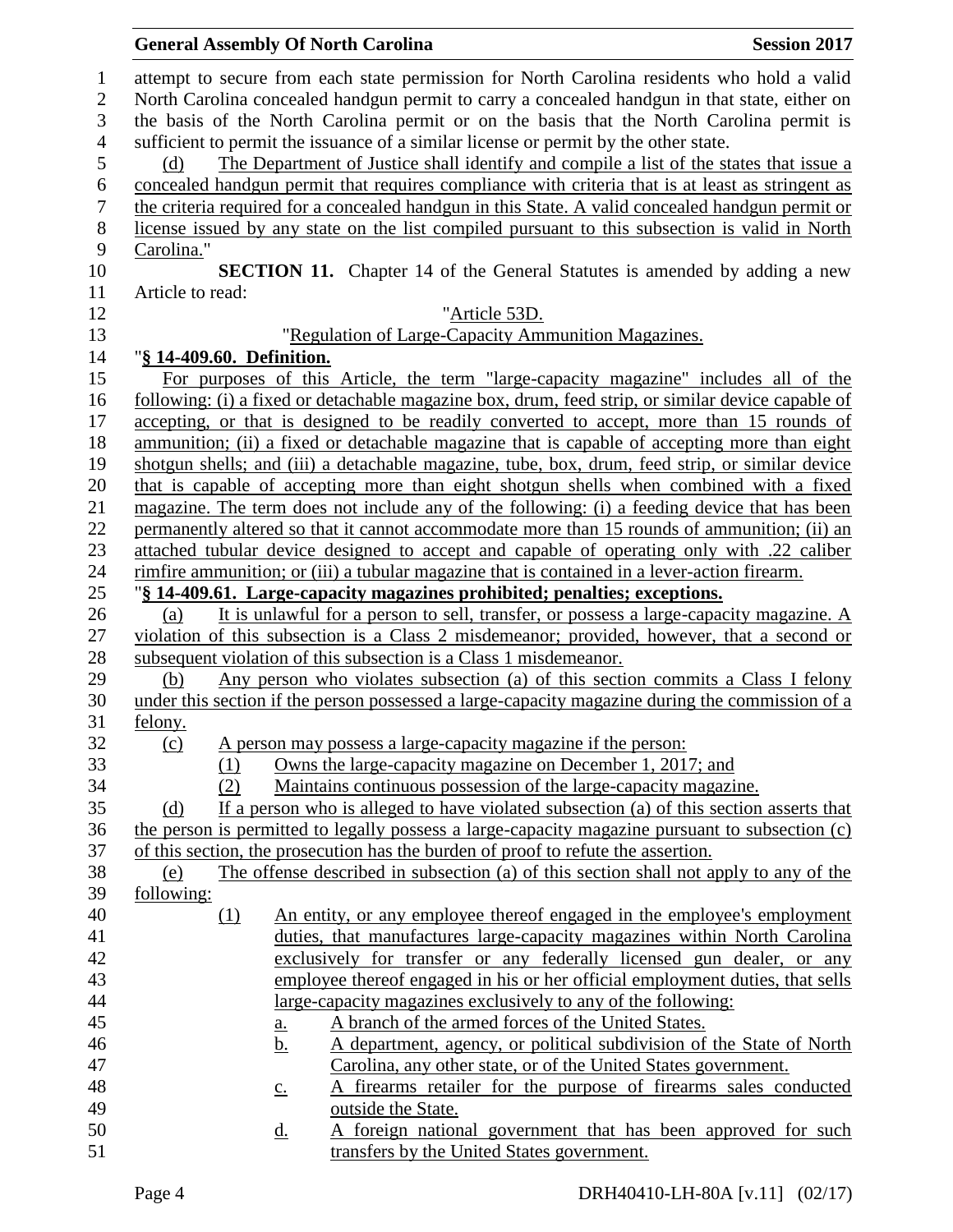attempt to secure from each state permission for North Carolina residents who hold a valid North Carolina concealed handgun permit to carry a concealed handgun in that state, either on the basis of the North Carolina permit or on the basis that the North Carolina permit is sufficient to permit the issuance of a similar license or permit by the other state.

(d) The Department of Justice shall identify and compile a list of the states that issue a concealed handgun permit that requires compliance with criteria that is at least as stringent as the criteria required for a concealed handgun in this State. A valid concealed handgun permit or license issued by any state on the list compiled pursuant to this subsection is valid in North Carolina."

**SECTION 11.** Chapter 14 of the General Statutes is amended by adding a new Article to read:

"Article 53D.

"Regulation of Large-Capacity Ammunition Magazines.

"**§ 14-409.60. Definition.**

For purposes of this Article, the term "large-capacity magazine" includes all of the following: (i) a fixed or detachable magazine box, drum, feed strip, or similar device capable of accepting, or that is designed to be readily converted to accept, more than 15 rounds of ammunition; (ii) a fixed or detachable magazine that is capable of accepting more than eight shotgun shells; and (iii) a detachable magazine, tube, box, drum, feed strip, or similar device that is capable of accepting more than eight shotgun shells when combined with a fixed magazine. The term does not include any of the following: (i) a feeding device that has been permanently altered so that it cannot accommodate more than 15 rounds of ammunition; (ii) an attached tubular device designed to accept and capable of operating only with .22 caliber rimfire ammunition; or (iii) a tubular magazine that is contained in a lever-action firearm.

"**§ 14-409.61. Large-capacity magazines prohibited; penalties; exceptions.**

(a) It is unlawful for a person to sell, transfer, or possess a large-capacity magazine. A violation of this subsection is a Class 2 misdemeanor; provided, however, that a second or subsequent violation of this subsection is a Class 1 misdemeanor.

(b) Any person who violates subsection (a) of this section commits a Class I felony under this section if the person possessed a large-capacity magazine during the commission of a felony.

(c) A person may possess a large-capacity magazine if the person:

(1) Owns the large-capacity magazine on December 1, 2017; and

(2) Maintains continuous possession of the large-capacity magazine.

(d) If a person who is alleged to have violated subsection (a) of this section asserts that the person is permitted to legally possess a large-capacity magazine pursuant to subsection (c) of this section, the prosecution has the burden of proof to refute the assertion.

(e) The offense described in subsection (a) of this section shall not apply to any of the following:

(1) An entity, or any employee thereof engaged in the employee's employment duties, that manufactures large-capacity magazines within North Carolina exclusively for transfer or any federally licensed gun dealer, or any employee thereof engaged in his or her official employment duties, that sells large-capacity magazines exclusively to any of the following:

a. A branch of the armed forces of the United States.

b. A department, agency, or political subdivision of the State of North Carolina, any other state, or of the United States government.

c. A firearms retailer for the purpose of firearms sales conducted outside the State.

d. A foreign national government that has been approved for such transfers by the United States government.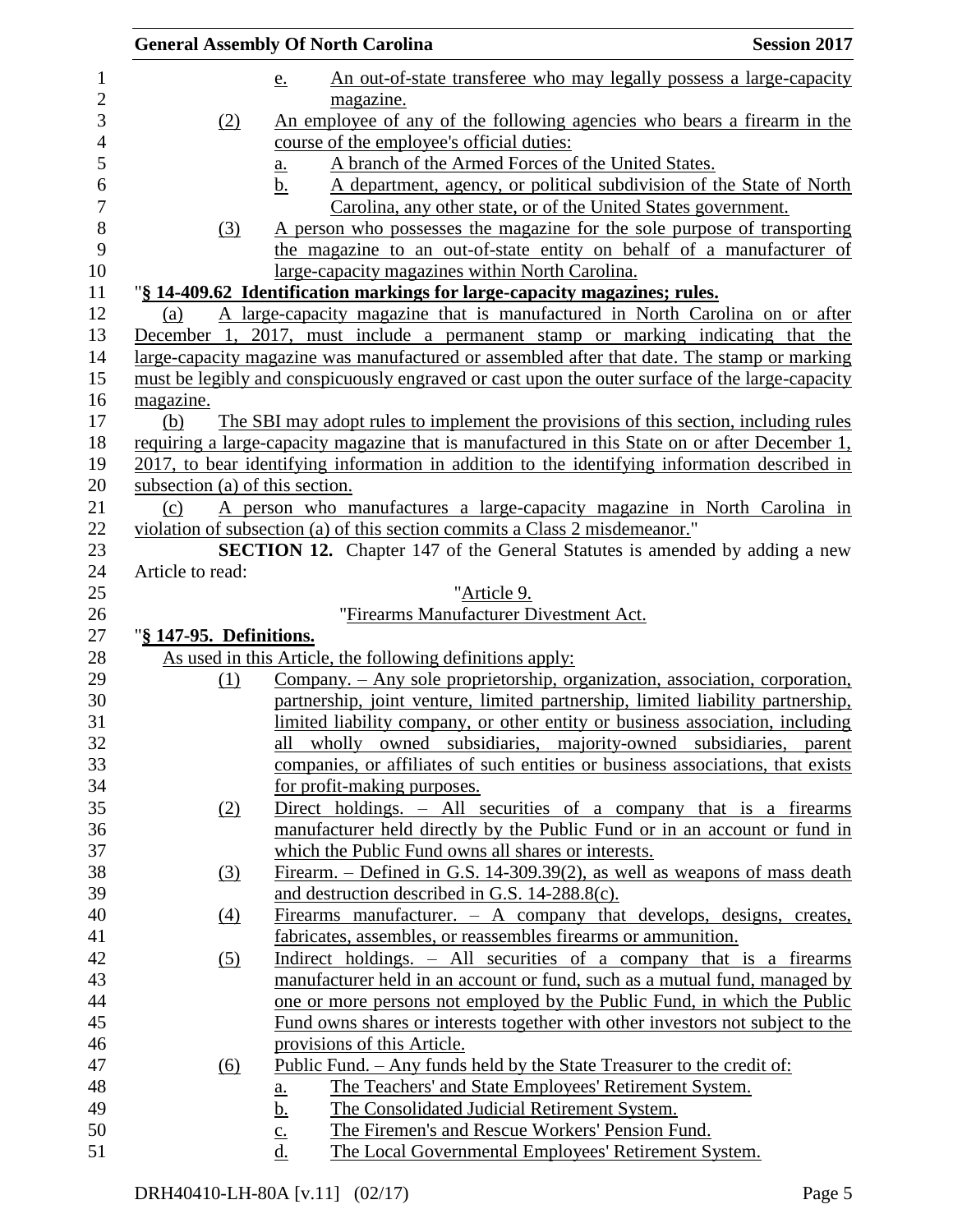e. An out-of-state transferee who may legally possess a large-capacity magazine.

(2) An employee of any of the following agencies who bears a firearm in the course of the employee's official duties:

a. A branch of the Armed Forces of the United States.

b. A department, agency, or political subdivision of the State of North Carolina, any other state, or of the United States government.

(3) A person who possesses the magazine for the sole purpose of transporting the magazine to an out-of-state entity on behalf of a manufacturer of large-capacity magazines within North Carolina.

"**§ 14-409.62 Identification markings for large-capacity magazines; rules.**

(a) A large-capacity magazine that is manufactured in North Carolina on or after December 1, 2017, must include a permanent stamp or marking indicating that the large-capacity magazine was manufactured or assembled after that date. The stamp or marking must be legibly and conspicuously engraved or cast upon the outer surface of the large-capacity magazine.

(b) The SBI may adopt rules to implement the provisions of this section, including rules requiring a large-capacity magazine that is manufactured in this State on or after December 1, 2017, to bear identifying information in addition to the identifying information described in subsection (a) of this section.

(c) A person who manufactures a large-capacity magazine in North Carolina in violation of subsection (a) of this section commits a Class 2 misdemeanor."

**SECTION 12.** Chapter 147 of the General Statutes is amended by adding a new Article to read:

"Article 9.

"Firearms Manufacturer Divestment Act.

"**§ 147-95. Definitions.**

As used in this Article, the following definitions apply:

(1) Company. – Any sole proprietorship, organization, association, corporation, partnership, joint venture, limited partnership, limited liability partnership, limited liability company, or other entity or business association, including all wholly owned subsidiaries, majority-owned subsidiaries, parent companies, or affiliates of such entities or business associations, that exists for profit-making purposes.

(2) Direct holdings. – All securities of a company that is a firearms manufacturer held directly by the Public Fund or in an account or fund in which the Public Fund owns all shares or interests.

(3) Firearm. – Defined in G.S. 14-309.39(2), as well as weapons of mass death and destruction described in G.S. 14-288.8(c).

(4) Firearms manufacturer. – A company that develops, designs, creates, fabricates, assembles, or reassembles firearms or ammunition.

(5) Indirect holdings. – All securities of a company that is a firearms manufacturer held in an account or fund, such as a mutual fund, managed by one or more persons not employed by the Public Fund, in which the Public Fund owns shares or interests together with other investors not subject to the provisions of this Article.

(6) Public Fund. – Any funds held by the State Treasurer to the credit of:

a. The Teachers' and State Employees' Retirement System.

b. The Consolidated Judicial Retirement System.

c. The Firemen's and Rescue Workers' Pension Fund.

d. The Local Governmental Employees' Retirement System.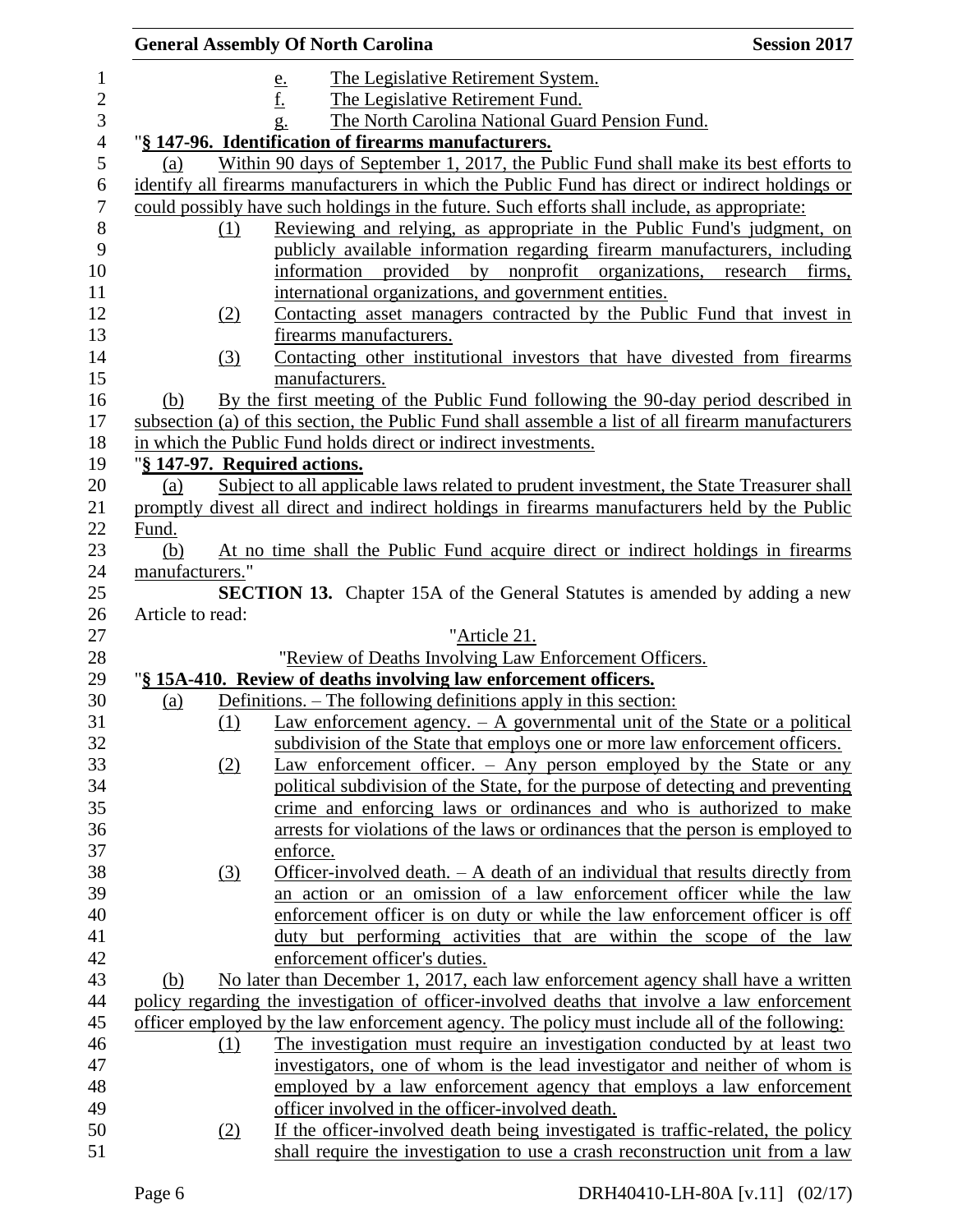e. The Legislative Retirement System.
f. The Legislative Retirement Fund.
g. The North Carolina National Guard Pension Fund.

"**§ 147-96. Identification of firearms manufacturers.**

(a) Within 90 days of September 1, 2017, the Public Fund shall make its best efforts to identify all firearms manufacturers in which the Public Fund has direct or indirect holdings or could possibly have such holdings in the future. Such efforts shall include, as appropriate:

(1) Reviewing and relying, as appropriate in the Public Fund's judgment, on publicly available information regarding firearm manufacturers, including information provided by nonprofit organizations, research firms, international organizations, and government entities.

(2) Contacting asset managers contracted by the Public Fund that invest in firearms manufacturers.

(3) Contacting other institutional investors that have divested from firearms manufacturers.

(b) By the first meeting of the Public Fund following the 90-day period described in subsection (a) of this section, the Public Fund shall assemble a list of all firearm manufacturers in which the Public Fund holds direct or indirect investments.

"**§ 147-97. Required actions.**

(a) Subject to all applicable laws related to prudent investment, the State Treasurer shall promptly divest all direct and indirect holdings in firearms manufacturers held by the Public Fund.

(b) At no time shall the Public Fund acquire direct or indirect holdings in firearms manufacturers."

**SECTION 13.** Chapter 15A of the General Statutes is amended by adding a new Article to read:

"Article 21.

"Review of Deaths Involving Law Enforcement Officers.

"**§ 15A-410. Review of deaths involving law enforcement officers.**

(a) Definitions. – The following definitions apply in this section:

(1) Law enforcement agency. – A governmental unit of the State or a political subdivision of the State that employs one or more law enforcement officers.

(2) Law enforcement officer. – Any person employed by the State or any political subdivision of the State, for the purpose of detecting and preventing crime and enforcing laws or ordinances and who is authorized to make arrests for violations of the laws or ordinances that the person is employed to enforce.

(3) Officer-involved death. – A death of an individual that results directly from an action or an omission of a law enforcement officer while the law enforcement officer is on duty or while the law enforcement officer is off duty but performing activities that are within the scope of the law enforcement officer's duties.

(b) No later than December 1, 2017, each law enforcement agency shall have a written policy regarding the investigation of officer-involved deaths that involve a law enforcement officer employed by the law enforcement agency. The policy must include all of the following:

(1) The investigation must require an investigation conducted by at least two investigators, one of whom is the lead investigator and neither of whom is employed by a law enforcement agency that employs a law enforcement officer involved in the officer-involved death.

(2) If the officer-involved death being investigated is traffic-related, the policy shall require the investigation to use a crash reconstruction unit from a law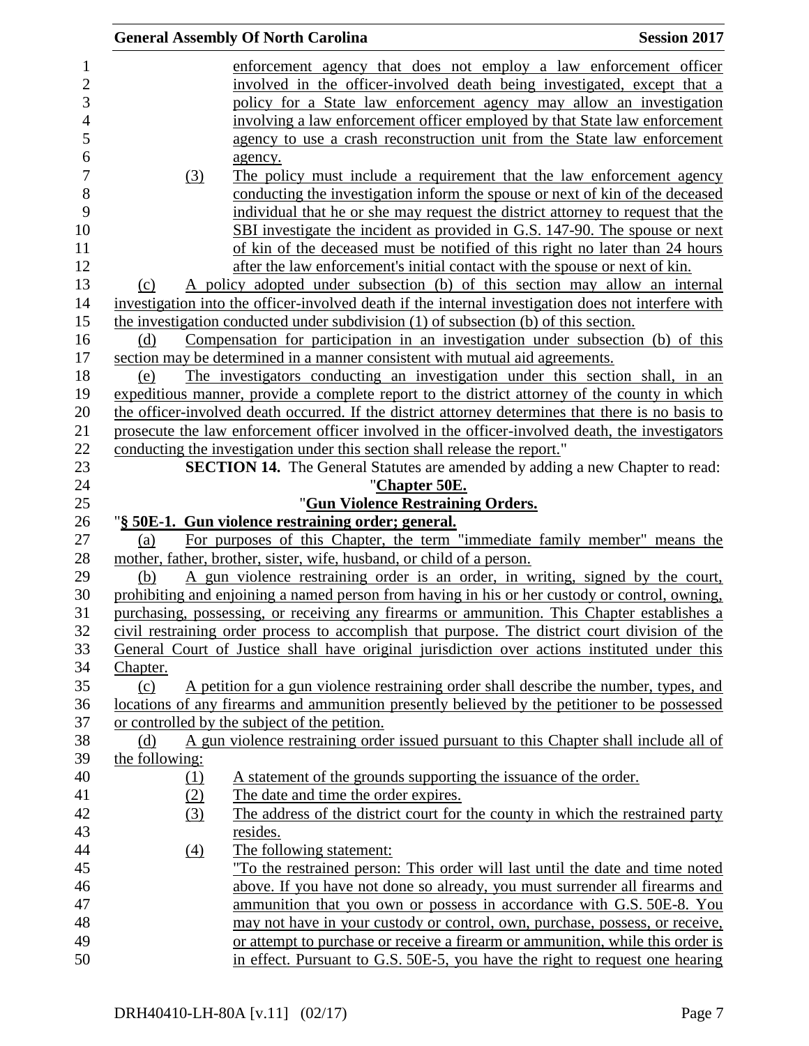enforcement agency that does not employ a law enforcement officer involved in the officer-involved death being investigated, except that a policy for a State law enforcement agency may allow an investigation involving a law enforcement officer employed by that State law enforcement agency to use a crash reconstruction unit from the State law enforcement agency.

(3) The policy must include a requirement that the law enforcement agency conducting the investigation inform the spouse or next of kin of the deceased individual that he or she may request the district attorney to request that the SBI investigate the incident as provided in G.S. 147-90. The spouse or next of kin of the deceased must be notified of this right no later than 24 hours after the law enforcement's initial contact with the spouse or next of kin.

(c) A policy adopted under subsection (b) of this section may allow an internal investigation into the officer-involved death if the internal investigation does not interfere with the investigation conducted under subdivision (1) of subsection (b) of this section.

(d) Compensation for participation in an investigation under subsection (b) of this section may be determined in a manner consistent with mutual aid agreements.

(e) The investigators conducting an investigation under this section shall, in an expeditious manner, provide a complete report to the district attorney of the county in which the officer-involved death occurred. If the district attorney determines that there is no basis to prosecute the law enforcement officer involved in the officer-involved death, the investigators conducting the investigation under this section shall release the report."

**SECTION 14.** The General Statutes are amended by adding a new Chapter to read:

"**Chapter 50E.**

"**Gun Violence Restraining Orders.**

"**§ 50E-1. Gun violence restraining order; general.**

(a) For purposes of this Chapter, the term "immediate family member" means the mother, father, brother, sister, wife, husband, or child of a person.

(b) A gun violence restraining order is an order, in writing, signed by the court, prohibiting and enjoining a named person from having in his or her custody or control, owning, purchasing, possessing, or receiving any firearms or ammunition. This Chapter establishes a civil restraining order process to accomplish that purpose. The district court division of the General Court of Justice shall have original jurisdiction over actions instituted under this Chapter.

(c) A petition for a gun violence restraining order shall describe the number, types, and locations of any firearms and ammunition presently believed by the petitioner to be possessed or controlled by the subject of the petition.

(d) A gun violence restraining order issued pursuant to this Chapter shall include all of the following:

(1) A statement of the grounds supporting the issuance of the order.

(2) The date and time the order expires.

(3) The address of the district court for the county in which the restrained party resides.

(4) The following statement:

"To the restrained person: This order will last until the date and time noted above. If you have not done so already, you must surrender all firearms and ammunition that you own or possess in accordance with G.S. 50E-8. You may not have in your custody or control, own, purchase, possess, or receive, or attempt to purchase or receive a firearm or ammunition, while this order is in effect. Pursuant to G.S. 50E-5, you have the right to request one hearing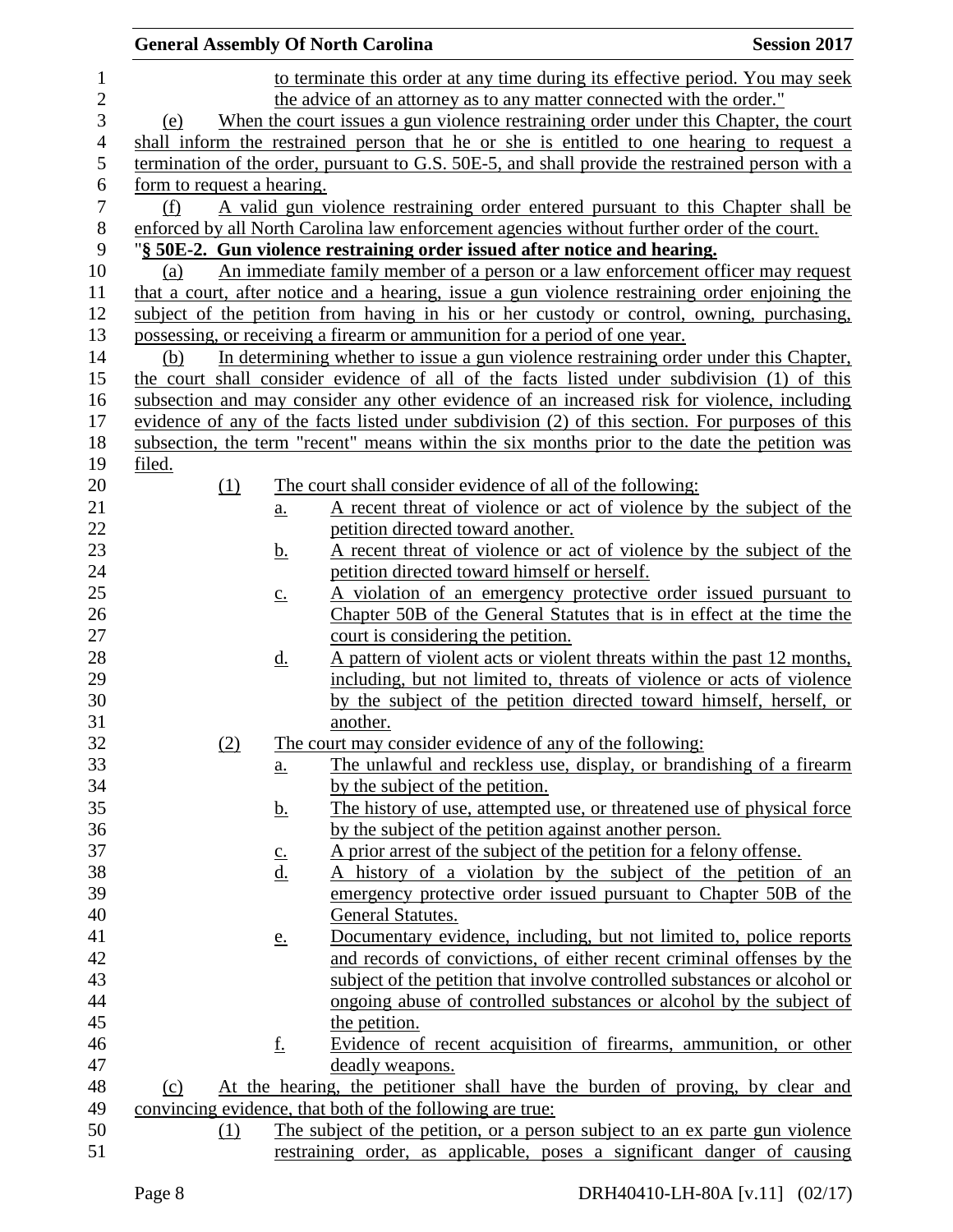to terminate this order at any time during its effective period. You may seek the advice of an attorney as to any matter connected with the order."

(e) When the court issues a gun violence restraining order under this Chapter, the court shall inform the restrained person that he or she is entitled to one hearing to request a termination of the order, pursuant to G.S. 50E-5, and shall provide the restrained person with a form to request a hearing.

(f) A valid gun violence restraining order entered pursuant to this Chapter shall be enforced by all North Carolina law enforcement agencies without further order of the court.

"**§ 50E-2. Gun violence restraining order issued after notice and hearing.**

(a) An immediate family member of a person or a law enforcement officer may request that a court, after notice and a hearing, issue a gun violence restraining order enjoining the subject of the petition from having in his or her custody or control, owning, purchasing, possessing, or receiving a firearm or ammunition for a period of one year.

(b) In determining whether to issue a gun violence restraining order under this Chapter, the court shall consider evidence of all of the facts listed under subdivision (1) of this subsection and may consider any other evidence of an increased risk for violence, including evidence of any of the facts listed under subdivision (2) of this section. For purposes of this subsection, the term "recent" means within the six months prior to the date the petition was filed.

(1) The court shall consider evidence of all of the following:

a. A recent threat of violence or act of violence by the subject of the petition directed toward another.

b. A recent threat of violence or act of violence by the subject of the petition directed toward himself or herself.

c. A violation of an emergency protective order issued pursuant to Chapter 50B of the General Statutes that is in effect at the time the court is considering the petition.

d. A pattern of violent acts or violent threats within the past 12 months, including, but not limited to, threats of violence or acts of violence by the subject of the petition directed toward himself, herself, or another.

(2) The court may consider evidence of any of the following:

a. The unlawful and reckless use, display, or brandishing of a firearm by the subject of the petition.

b. The history of use, attempted use, or threatened use of physical force by the subject of the petition against another person.

c. A prior arrest of the subject of the petition for a felony offense.

d. A history of a violation by the subject of the petition of an emergency protective order issued pursuant to Chapter 50B of the General Statutes.

e. Documentary evidence, including, but not limited to, police reports and records of convictions, of either recent criminal offenses by the subject of the petition that involve controlled substances or alcohol or ongoing abuse of controlled substances or alcohol by the subject of the petition.

f. Evidence of recent acquisition of firearms, ammunition, or other deadly weapons.

(c) At the hearing, the petitioner shall have the burden of proving, by clear and convincing evidence, that both of the following are true:

(1) The subject of the petition, or a person subject to an ex parte gun violence restraining order, as applicable, poses a significant danger of causing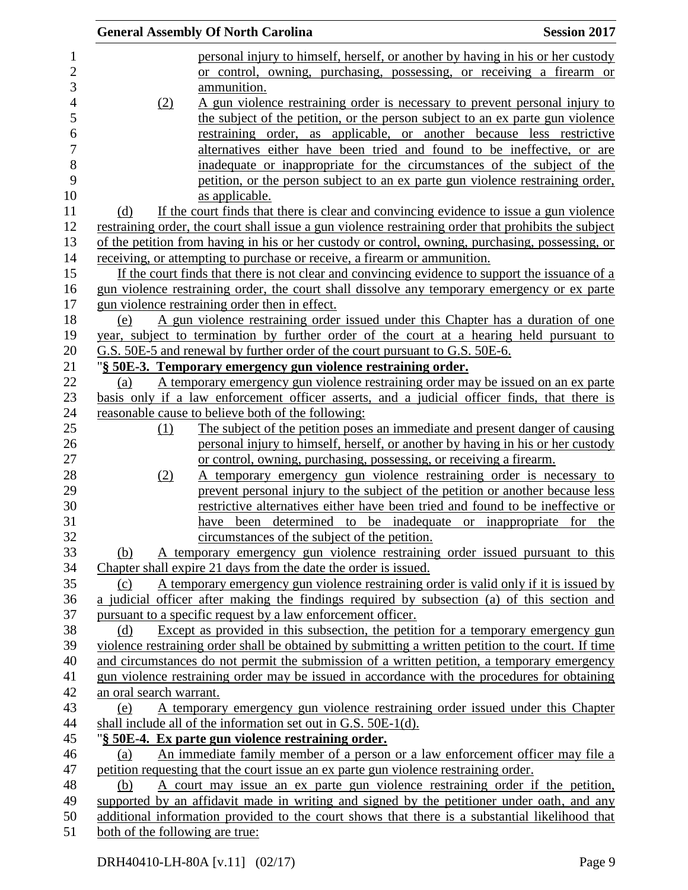personal injury to himself, herself, or another by having in his or her custody or control, owning, purchasing, possessing, or receiving a firearm or ammunition.

(2) A gun violence restraining order is necessary to prevent personal injury to the subject of the petition, or the person subject to an ex parte gun violence restraining order, as applicable, or another because less restrictive alternatives either have been tried and found to be ineffective, or are inadequate or inappropriate for the circumstances of the subject of the petition, or the person subject to an ex parte gun violence restraining order, as applicable.

(d) If the court finds that there is clear and convincing evidence to issue a gun violence restraining order, the court shall issue a gun violence restraining order that prohibits the subject of the petition from having in his or her custody or control, owning, purchasing, possessing, or receiving, or attempting to purchase or receive, a firearm or ammunition.

If the court finds that there is not clear and convincing evidence to support the issuance of a gun violence restraining order, the court shall dissolve any temporary emergency or ex parte gun violence restraining order then in effect.

(e) A gun violence restraining order issued under this Chapter has a duration of one year, subject to termination by further order of the court at a hearing held pursuant to G.S. 50E-5 and renewal by further order of the court pursuant to G.S. 50E-6.

"**§ 50E-3. Temporary emergency gun violence restraining order.**

(a) A temporary emergency gun violence restraining order may be issued on an ex parte basis only if a law enforcement officer asserts, and a judicial officer finds, that there is reasonable cause to believe both of the following:

(1) The subject of the petition poses an immediate and present danger of causing personal injury to himself, herself, or another by having in his or her custody or control, owning, purchasing, possessing, or receiving a firearm.

(2) A temporary emergency gun violence restraining order is necessary to prevent personal injury to the subject of the petition or another because less restrictive alternatives either have been tried and found to be ineffective or have been determined to be inadequate or inappropriate for the circumstances of the subject of the petition.

(b) A temporary emergency gun violence restraining order issued pursuant to this Chapter shall expire 21 days from the date the order is issued.

(c) A temporary emergency gun violence restraining order is valid only if it is issued by a judicial officer after making the findings required by subsection (a) of this section and pursuant to a specific request by a law enforcement officer.

(d) Except as provided in this subsection, the petition for a temporary emergency gun violence restraining order shall be obtained by submitting a written petition to the court. If time and circumstances do not permit the submission of a written petition, a temporary emergency gun violence restraining order may be issued in accordance with the procedures for obtaining an oral search warrant.

(e) A temporary emergency gun violence restraining order issued under this Chapter shall include all of the information set out in G.S. 50E-1(d).

"**§ 50E-4. Ex parte gun violence restraining order.**

(a) An immediate family member of a person or a law enforcement officer may file a petition requesting that the court issue an ex parte gun violence restraining order.

(b) A court may issue an ex parte gun violence restraining order if the petition, supported by an affidavit made in writing and signed by the petitioner under oath, and any additional information provided to the court shows that there is a substantial likelihood that both of the following are true: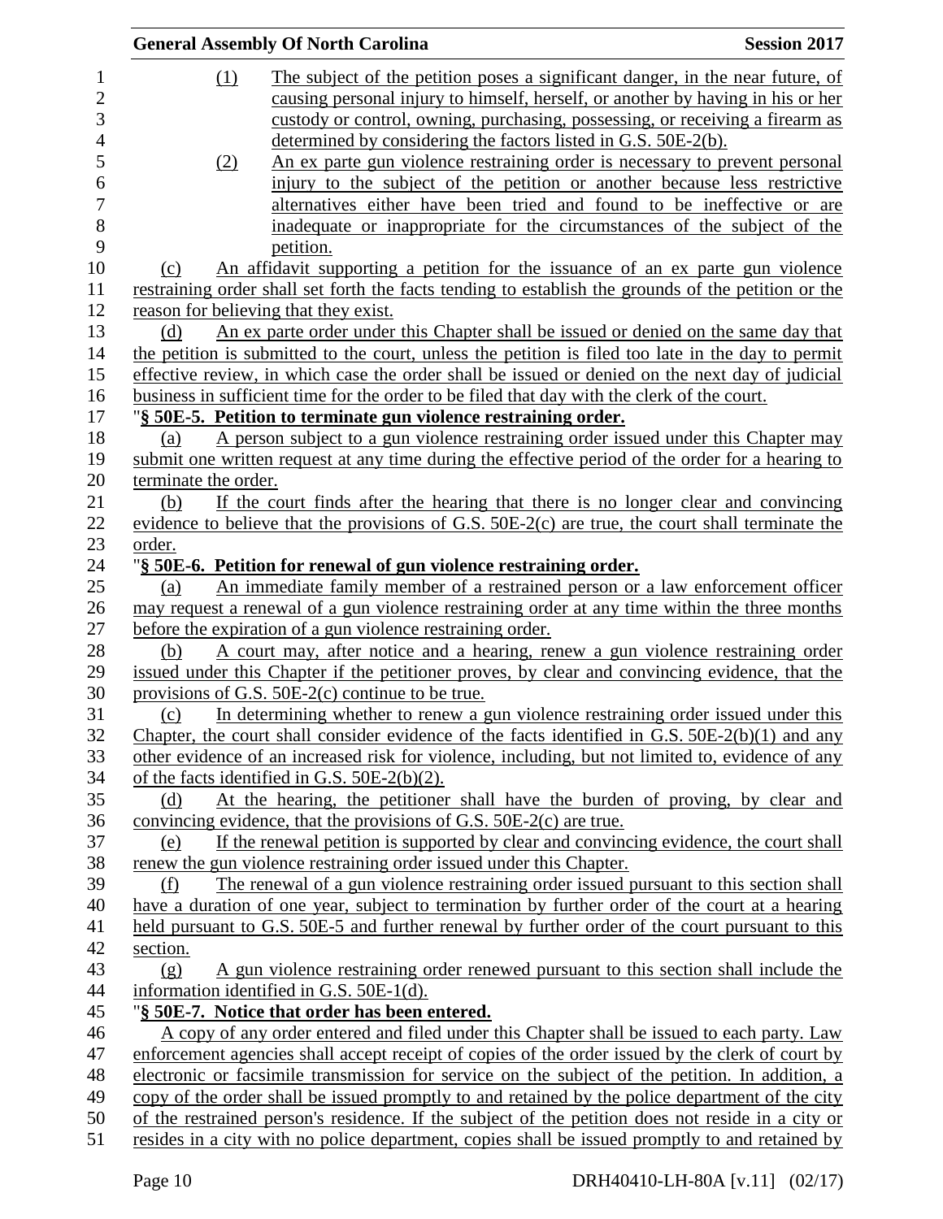(1) The subject of the petition poses a significant danger, in the near future, of causing personal injury to himself, herself, or another by having in his or her custody or control, owning, purchasing, possessing, or receiving a firearm as determined by considering the factors listed in G.S. 50E-2(b).

(2) An ex parte gun violence restraining order is necessary to prevent personal injury to the subject of the petition or another because less restrictive alternatives either have been tried and found to be ineffective or are inadequate or inappropriate for the circumstances of the subject of the petition.

(c) An affidavit supporting a petition for the issuance of an ex parte gun violence restraining order shall set forth the facts tending to establish the grounds of the petition or the reason for believing that they exist.

(d) An ex parte order under this Chapter shall be issued or denied on the same day that the petition is submitted to the court, unless the petition is filed too late in the day to permit effective review, in which case the order shall be issued or denied on the next day of judicial business in sufficient time for the order to be filed that day with the clerk of the court.

"**§ 50E-5. Petition to terminate gun violence restraining order.**

(a) A person subject to a gun violence restraining order issued under this Chapter may submit one written request at any time during the effective period of the order for a hearing to terminate the order.

(b) If the court finds after the hearing that there is no longer clear and convincing evidence to believe that the provisions of G.S. 50E-2(c) are true, the court shall terminate the order.

"**§ 50E-6. Petition for renewal of gun violence restraining order.**

(a) An immediate family member of a restrained person or a law enforcement officer may request a renewal of a gun violence restraining order at any time within the three months before the expiration of a gun violence restraining order.

(b) A court may, after notice and a hearing, renew a gun violence restraining order issued under this Chapter if the petitioner proves, by clear and convincing evidence, that the provisions of G.S. 50E-2(c) continue to be true.

(c) In determining whether to renew a gun violence restraining order issued under this Chapter, the court shall consider evidence of the facts identified in G.S. 50E-2(b)(1) and any other evidence of an increased risk for violence, including, but not limited to, evidence of any of the facts identified in G.S. 50E-2(b)(2).

(d) At the hearing, the petitioner shall have the burden of proving, by clear and convincing evidence, that the provisions of G.S. 50E-2(c) are true.

(e) If the renewal petition is supported by clear and convincing evidence, the court shall renew the gun violence restraining order issued under this Chapter.

(f) The renewal of a gun violence restraining order issued pursuant to this section shall have a duration of one year, subject to termination by further order of the court at a hearing held pursuant to G.S. 50E-5 and further renewal by further order of the court pursuant to this section.

(g) A gun violence restraining order renewed pursuant to this section shall include the information identified in G.S. 50E-1(d).

"**§ 50E-7. Notice that order has been entered.**

A copy of any order entered and filed under this Chapter shall be issued to each party. Law enforcement agencies shall accept receipt of copies of the order issued by the clerk of court by electronic or facsimile transmission for service on the subject of the petition. In addition, a copy of the order shall be issued promptly to and retained by the police department of the city of the restrained person's residence. If the subject of the petition does not reside in a city or resides in a city with no police department, copies shall be issued promptly to and retained by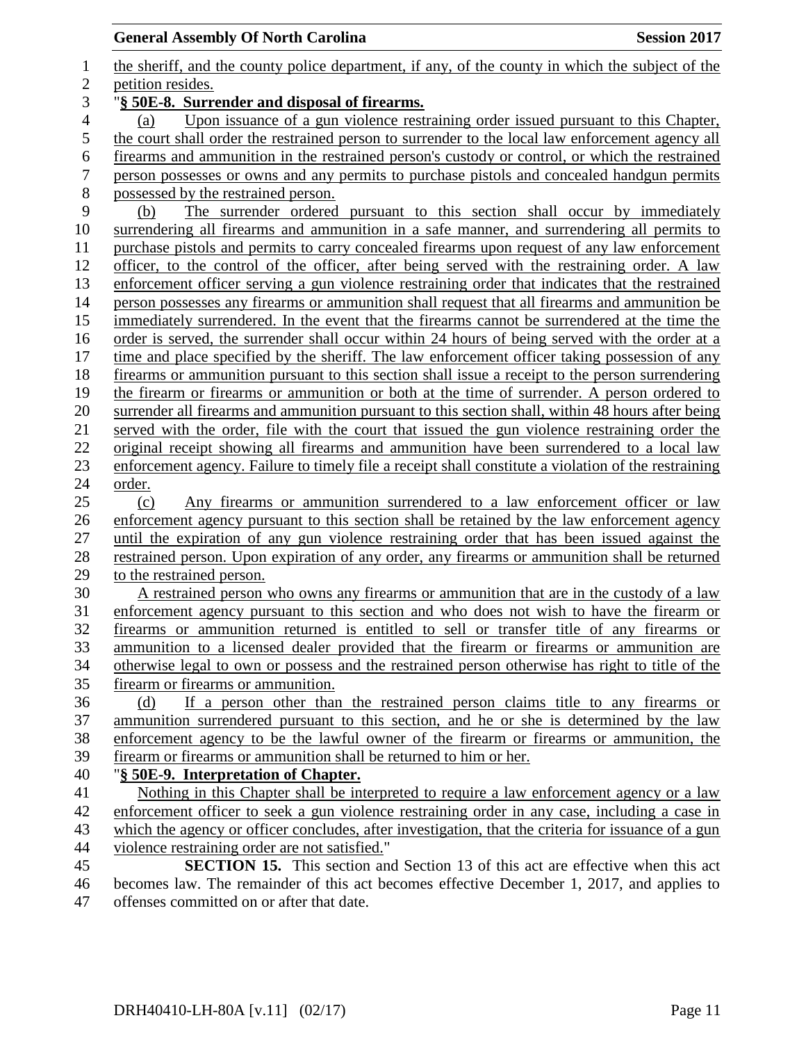the sheriff, and the county police department, if any, of the county in which the subject of the petition resides.

"**§ 50E-8. Surrender and disposal of firearms.**

(a) Upon issuance of a gun violence restraining order issued pursuant to this Chapter, the court shall order the restrained person to surrender to the local law enforcement agency all firearms and ammunition in the restrained person's custody or control, or which the restrained person possesses or owns and any permits to purchase pistols and concealed handgun permits possessed by the restrained person.

(b) The surrender ordered pursuant to this section shall occur by immediately surrendering all firearms and ammunition in a safe manner, and surrendering all permits to purchase pistols and permits to carry concealed firearms upon request of any law enforcement officer, to the control of the officer, after being served with the restraining order. A law enforcement officer serving a gun violence restraining order that indicates that the restrained person possesses any firearms or ammunition shall request that all firearms and ammunition be immediately surrendered. In the event that the firearms cannot be surrendered at the time the order is served, the surrender shall occur within 24 hours of being served with the order at a time and place specified by the sheriff. The law enforcement officer taking possession of any firearms or ammunition pursuant to this section shall issue a receipt to the person surrendering the firearm or firearms or ammunition or both at the time of surrender. A person ordered to surrender all firearms and ammunition pursuant to this section shall, within 48 hours after being served with the order, file with the court that issued the gun violence restraining order the original receipt showing all firearms and ammunition have been surrendered to a local law enforcement agency. Failure to timely file a receipt shall constitute a violation of the restraining order.

(c) Any firearms or ammunition surrendered to a law enforcement officer or law enforcement agency pursuant to this section shall be retained by the law enforcement agency until the expiration of any gun violence restraining order that has been issued against the restrained person. Upon expiration of any order, any firearms or ammunition shall be returned to the restrained person.

A restrained person who owns any firearms or ammunition that are in the custody of a law enforcement agency pursuant to this section and who does not wish to have the firearm or firearms or ammunition returned is entitled to sell or transfer title of any firearms or ammunition to a licensed dealer provided that the firearm or firearms or ammunition are otherwise legal to own or possess and the restrained person otherwise has right to title of the firearm or firearms or ammunition.

(d) If a person other than the restrained person claims title to any firearms or ammunition surrendered pursuant to this section, and he or she is determined by the law enforcement agency to be the lawful owner of the firearm or firearms or ammunition, the firearm or firearms or ammunition shall be returned to him or her.

"**§ 50E-9. Interpretation of Chapter.**

Nothing in this Chapter shall be interpreted to require a law enforcement agency or a law enforcement officer to seek a gun violence restraining order in any case, including a case in which the agency or officer concludes, after investigation, that the criteria for issuance of a gun violence restraining order are not satisfied."

**SECTION 15.** This section and Section 13 of this act are effective when this act becomes law. The remainder of this act becomes effective December 1, 2017, and applies to offenses committed on or after that date.